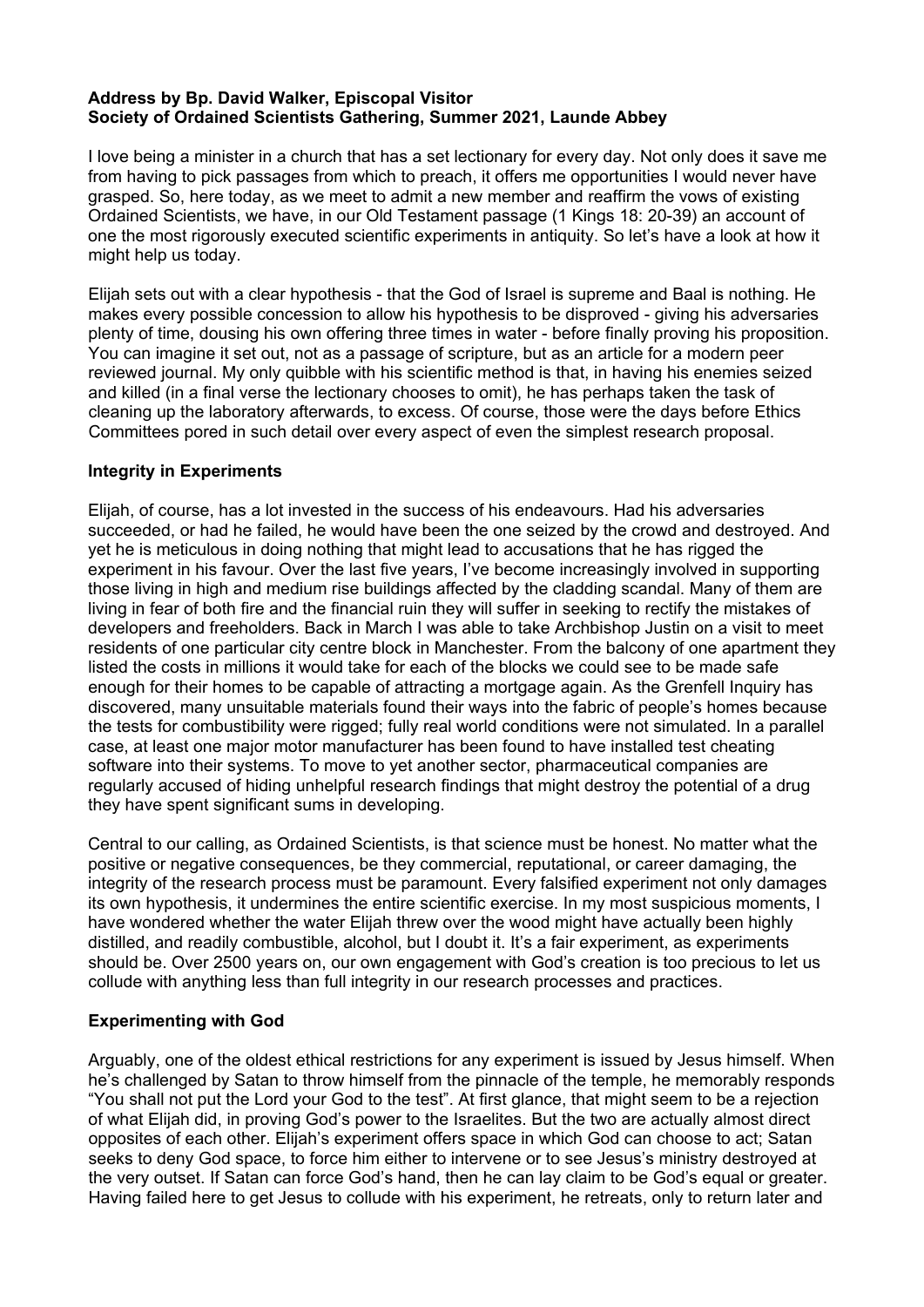**Address by Bp. David Walker, Episcopal Visitor**
**Society of Ordained Scientists Gathering, Summer 2021, Launde Abbey**

I love being a minister in a church that has a set lectionary for every day. Not only does it save me from having to pick passages from which to preach, it offers me opportunities I would never have grasped. So, here today, as we meet to admit a new member and reaffirm the vows of existing Ordained Scientists, we have, in our Old Testament passage (1 Kings 18: 20-39) an account of one the most rigorously executed scientific experiments in antiquity. So let's have a look at how it might help us today.

Elijah sets out with a clear hypothesis - that the God of Israel is supreme and Baal is nothing. He makes every possible concession to allow his hypothesis to be disproved - giving his adversaries plenty of time, dousing his own offering three times in water - before finally proving his proposition. You can imagine it set out, not as a passage of scripture, but as an article for a modern peer reviewed journal. My only quibble with his scientific method is that, in having his enemies seized and killed (in a final verse the lectionary chooses to omit), he has perhaps taken the task of cleaning up the laboratory afterwards, to excess. Of course, those were the days before Ethics Committees pored in such detail over every aspect of even the simplest research proposal.

## Integrity in Experiments

Elijah, of course, has a lot invested in the success of his endeavours. Had his adversaries succeeded, or had he failed, he would have been the one seized by the crowd and destroyed. And yet he is meticulous in doing nothing that might lead to accusations that he has rigged the experiment in his favour. Over the last five years, I've become increasingly involved in supporting those living in high and medium rise buildings affected by the cladding scandal. Many of them are living in fear of both fire and the financial ruin they will suffer in seeking to rectify the mistakes of developers and freeholders. Back in March I was able to take Archbishop Justin on a visit to meet residents of one particular city centre block in Manchester. From the balcony of one apartment they listed the costs in millions it would take for each of the blocks we could see to be made safe enough for their homes to be capable of attracting a mortgage again. As the Grenfell Inquiry has discovered, many unsuitable materials found their ways into the fabric of people's homes because the tests for combustibility were rigged; fully real world conditions were not simulated. In a parallel case, at least one major motor manufacturer has been found to have installed test cheating software into their systems. To move to yet another sector, pharmaceutical companies are regularly accused of hiding unhelpful research findings that might destroy the potential of a drug they have spent significant sums in developing.

Central to our calling, as Ordained Scientists, is that science must be honest. No matter what the positive or negative consequences, be they commercial, reputational, or career damaging, the integrity of the research process must be paramount. Every falsified experiment not only damages its own hypothesis, it undermines the entire scientific exercise. In my most suspicious moments, I have wondered whether the water Elijah threw over the wood might have actually been highly distilled, and readily combustible, alcohol, but I doubt it. It's a fair experiment, as experiments should be. Over 2500 years on, our own engagement with God's creation is too precious to let us collude with anything less than full integrity in our research processes and practices.

## Experimenting with God

Arguably, one of the oldest ethical restrictions for any experiment is issued by Jesus himself. When he's challenged by Satan to throw himself from the pinnacle of the temple, he memorably responds "You shall not put the Lord your God to the test". At first glance, that might seem to be a rejection of what Elijah did, in proving God's power to the Israelites. But the two are actually almost direct opposites of each other. Elijah's experiment offers space in which God can choose to act; Satan seeks to deny God space, to force him either to intervene or to see Jesus's ministry destroyed at the very outset. If Satan can force God's hand, then he can lay claim to be God's equal or greater. Having failed here to get Jesus to collude with his experiment, he retreats, only to return later and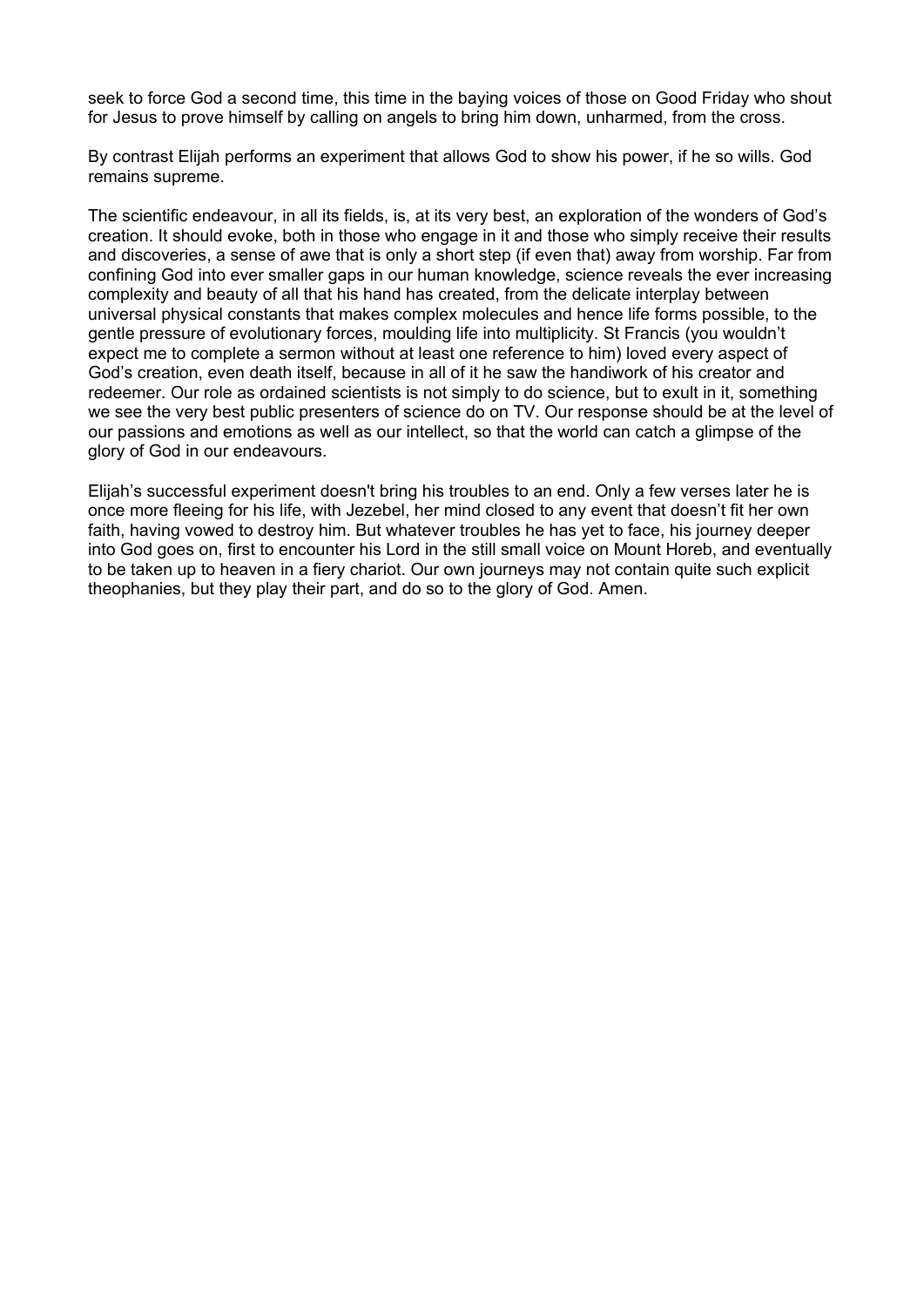seek to force God a second time, this time in the baying voices of those on Good Friday who shout for Jesus to prove himself by calling on angels to bring him down, unharmed, from the cross.

By contrast Elijah performs an experiment that allows God to show his power, if he so wills. God remains supreme.

The scientific endeavour, in all its fields, is, at its very best, an exploration of the wonders of God's creation. It should evoke, both in those who engage in it and those who simply receive their results and discoveries, a sense of awe that is only a short step (if even that) away from worship. Far from confining God into ever smaller gaps in our human knowledge, science reveals the ever increasing complexity and beauty of all that his hand has created, from the delicate interplay between universal physical constants that makes complex molecules and hence life forms possible, to the gentle pressure of evolutionary forces, moulding life into multiplicity. St Francis (you wouldn't expect me to complete a sermon without at least one reference to him) loved every aspect of God's creation, even death itself, because in all of it he saw the handiwork of his creator and redeemer. Our role as ordained scientists is not simply to do science, but to exult in it, something we see the very best public presenters of science do on TV. Our response should be at the level of our passions and emotions as well as our intellect, so that the world can catch a glimpse of the glory of God in our endeavours.

Elijah's successful experiment doesn't bring his troubles to an end. Only a few verses later he is once more fleeing for his life, with Jezebel, her mind closed to any event that doesn't fit her own faith, having vowed to destroy him. But whatever troubles he has yet to face, his journey deeper into God goes on, first to encounter his Lord in the still small voice on Mount Horeb, and eventually to be taken up to heaven in a fiery chariot. Our own journeys may not contain quite such explicit theophanies, but they play their part, and do so to the glory of God. Amen.